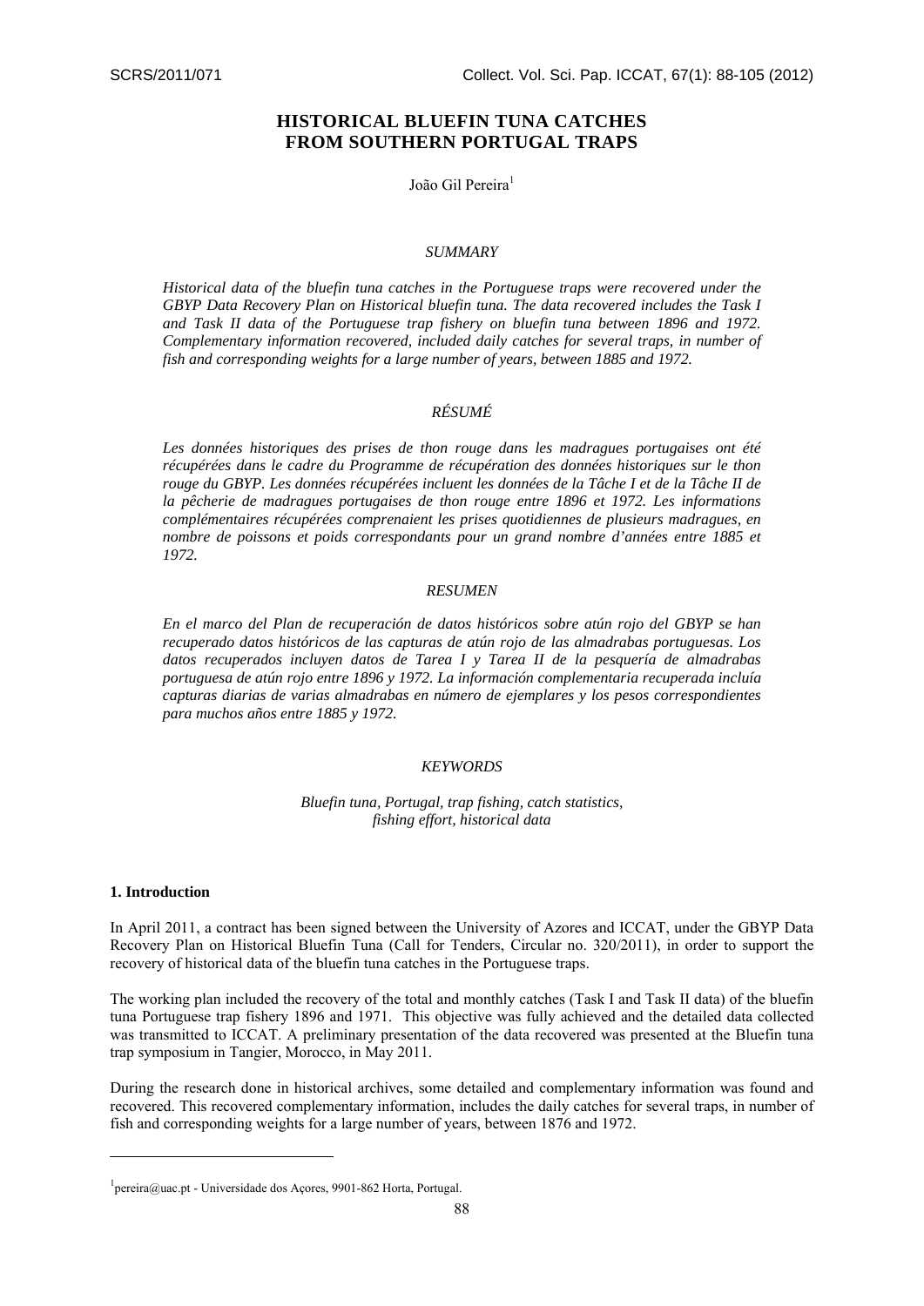# HISTORICAL BLUEFIN TUNA CATCHES FROM SOUTHERN PORTUGAL TRAPS

João Gil Pereira[1]

## *SUMMARY*

*Historical data of the bluefin tuna catches in the Portuguese traps were recovered under the GBYP Data Recovery Plan on Historical bluefin tuna. The data recovered includes the Task I and Task II data of the Portuguese trap fishery on bluefin tuna between 1896 and 1972. Complementary information recovered, included daily catches for several traps, in number of fish and corresponding weights for a large number of years, between 1885 and 1972.*

## *RÉSUMÉ*

*Les données historiques des prises de thon rouge dans les madragues portugaises ont été récupérées dans le cadre du Programme de récupération des données historiques sur le thon rouge du GBYP. Les données récupérées incluent les données de la Tâche I et de la Tâche II de la pêcherie de madragues portugaises de thon rouge entre 1896 et 1972. Les informations complémentaires récupérées comprenaient les prises quotidiennes de plusieurs madragues, en nombre de poissons et poids correspondants pour un grand nombre d'années entre 1885 et 1972.*

## *RESUMEN*

*En el marco del Plan de recuperación de datos históricos sobre atún rojo del GBYP se han recuperado datos históricos de las capturas de atún rojo de las almadrabas portuguesas. Los datos recuperados incluyen datos de Tarea I y Tarea II de la pesquería de almadrabas portuguesa de atún rojo entre 1896 y 1972. La información complementaria recuperada incluía capturas diarias de varias almadrabas en número de ejemplares y los pesos correspondientes para muchos años entre 1885 y 1972.*

## *KEYWORDS*

*Bluefin tuna, Portugal, trap fishing, catch statistics, fishing effort, historical data*

## 1. Introduction

In April 2011, a contract has been signed between the University of Azores and ICCAT, under the GBYP Data Recovery Plan on Historical Bluefin Tuna (Call for Tenders, Circular no. 320/2011), in order to support the recovery of historical data of the bluefin tuna catches in the Portuguese traps.

The working plan included the recovery of the total and monthly catches (Task I and Task II data) of the bluefin tuna Portuguese trap fishery 1896 and 1971. This objective was fully achieved and the detailed data collected was transmitted to ICCAT. A preliminary presentation of the data recovered was presented at the Bluefin tuna trap symposium in Tangier, Morocco, in May 2011.

During the research done in historical archives, some detailed and complementary information was found and recovered. This recovered complementary information, includes the daily catches for several traps, in number of fish and corresponding weights for a large number of years, between 1876 and 1972.

---

[1] pereira@uac.pt - Universidade dos Açores, 9901-862 Horta, Portugal.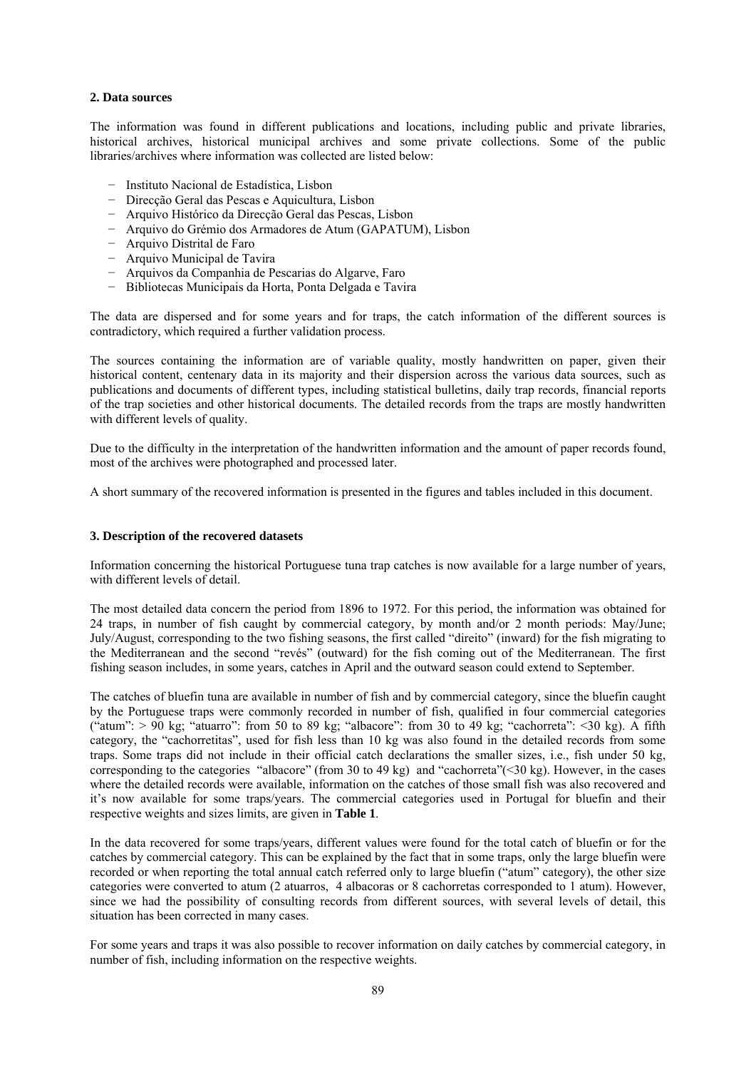## 2. Data sources

The information was found in different publications and locations, including public and private libraries, historical archives, historical municipal archives and some private collections. Some of the public libraries/archives where information was collected are listed below:

- Instituto Nacional de Estadística, Lisbon
- Direcção Geral das Pescas e Aquicultura, Lisbon
- Arquivo Histórico da Direcção Geral das Pescas, Lisbon
- Arquivo do Grémio dos Armadores de Atum (GAPATUM), Lisbon
- Arquivo Distrital de Faro
- Arquivo Municipal de Tavira
- Arquivos da Companhia de Pescarias do Algarve, Faro
- Bibliotecas Municipais da Horta, Ponta Delgada e Tavira

The data are dispersed and for some years and for traps, the catch information of the different sources is contradictory, which required a further validation process.

The sources containing the information are of variable quality, mostly handwritten on paper, given their historical content, centenary data in its majority and their dispersion across the various data sources, such as publications and documents of different types, including statistical bulletins, daily trap records, financial reports of the trap societies and other historical documents. The detailed records from the traps are mostly handwritten with different levels of quality.

Due to the difficulty in the interpretation of the handwritten information and the amount of paper records found, most of the archives were photographed and processed later.

A short summary of the recovered information is presented in the figures and tables included in this document.

## 3. Description of the recovered datasets

Information concerning the historical Portuguese tuna trap catches is now available for a large number of years, with different levels of detail.

The most detailed data concern the period from 1896 to 1972. For this period, the information was obtained for 24 traps, in number of fish caught by commercial category, by month and/or 2 month periods: May/June; July/August, corresponding to the two fishing seasons, the first called "direito" (inward) for the fish migrating to the Mediterranean and the second "revés" (outward) for the fish coming out of the Mediterranean. The first fishing season includes, in some years, catches in April and the outward season could extend to September.

The catches of bluefin tuna are available in number of fish and by commercial category, since the bluefin caught by the Portuguese traps were commonly recorded in number of fish, qualified in four commercial categories ("atum": > 90 kg; "atuarro": from 50 to 89 kg; "albacore": from 30 to 49 kg; "cachorreta": <30 kg). A fifth category, the "cachorretitas", used for fish less than 10 kg was also found in the detailed records from some traps. Some traps did not include in their official catch declarations the smaller sizes, i.e., fish under 50 kg, corresponding to the categories "albacore" (from 30 to 49 kg) and "cachorreta"(<30 kg). However, in the cases where the detailed records were available, information on the catches of those small fish was also recovered and it's now available for some traps/years. The commercial categories used in Portugal for bluefin and their respective weights and sizes limits, are given in **Table 1**.

In the data recovered for some traps/years, different values were found for the total catch of bluefin or for the catches by commercial category. This can be explained by the fact that in some traps, only the large bluefin were recorded or when reporting the total annual catch referred only to large bluefin ("atum" category), the other size categories were converted to atum (2 atuarros, 4 albacoras or 8 cachorretas corresponded to 1 atum). However, since we had the possibility of consulting records from different sources, with several levels of detail, this situation has been corrected in many cases.

For some years and traps it was also possible to recover information on daily catches by commercial category, in number of fish, including information on the respective weights.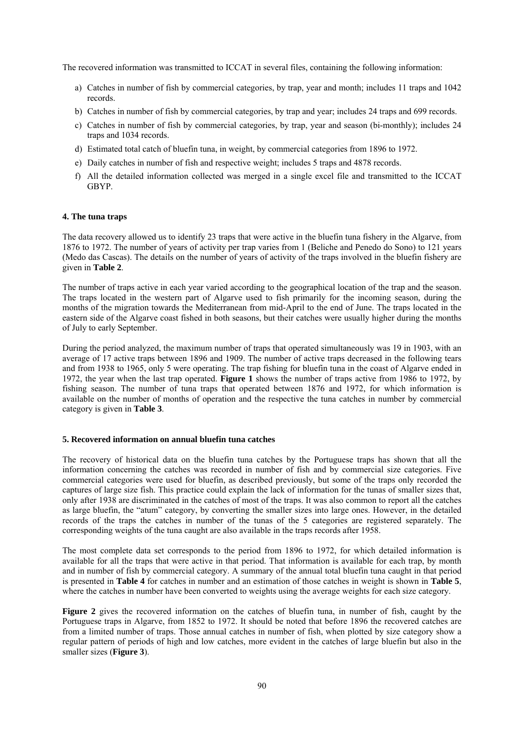The recovered information was transmitted to ICCAT in several files, containing the following information:

a) Catches in number of fish by commercial categories, by trap, year and month; includes 11 traps and 1042 records.
b) Catches in number of fish by commercial categories, by trap and year; includes 24 traps and 699 records.
c) Catches in number of fish by commercial categories, by trap, year and season (bi-monthly); includes 24 traps and 1034 records.
d) Estimated total catch of bluefin tuna, in weight, by commercial categories from 1896 to 1972.
e) Daily catches in number of fish and respective weight; includes 5 traps and 4878 records.
f) All the detailed information collected was merged in a single excel file and transmitted to the ICCAT GBYP.

#### 4. The tuna traps

The data recovery allowed us to identify 23 traps that were active in the bluefin tuna fishery in the Algarve, from 1876 to 1972. The number of years of activity per trap varies from 1 (Beliche and Penedo do Sono) to 121 years (Medo das Cascas). The details on the number of years of activity of the traps involved in the bluefin fishery are given in **Table 2**.

The number of traps active in each year varied according to the geographical location of the trap and the season. The traps located in the western part of Algarve used to fish primarily for the incoming season, during the months of the migration towards the Mediterranean from mid-April to the end of June. The traps located in the eastern side of the Algarve coast fished in both seasons, but their catches were usually higher during the months of July to early September.

During the period analyzed, the maximum number of traps that operated simultaneously was 19 in 1903, with an average of 17 active traps between 1896 and 1909. The number of active traps decreased in the following tears and from 1938 to 1965, only 5 were operating. The trap fishing for bluefin tuna in the coast of Algarve ended in 1972, the year when the last trap operated. **Figure 1** shows the number of traps active from 1986 to 1972, by fishing season. The number of tuna traps that operated between 1876 and 1972, for which information is available on the number of months of operation and the respective the tuna catches in number by commercial category is given in **Table 3**.

#### 5. Recovered information on annual bluefin tuna catches

The recovery of historical data on the bluefin tuna catches by the Portuguese traps has shown that all the information concerning the catches was recorded in number of fish and by commercial size categories. Five commercial categories were used for bluefin, as described previously, but some of the traps only recorded the captures of large size fish. This practice could explain the lack of information for the tunas of smaller sizes that, only after 1938 are discriminated in the catches of most of the traps. It was also common to report all the catches as large bluefin, the "atum" category, by converting the smaller sizes into large ones. However, in the detailed records of the traps the catches in number of the tunas of the 5 categories are registered separately. The corresponding weights of the tuna caught are also available in the traps records after 1958.

The most complete data set corresponds to the period from 1896 to 1972, for which detailed information is available for all the traps that were active in that period. That information is available for each trap, by month and in number of fish by commercial category. A summary of the annual total bluefin tuna caught in that period is presented in **Table 4** for catches in number and an estimation of those catches in weight is shown in **Table 5**, where the catches in number have been converted to weights using the average weights for each size category.

**Figure 2** gives the recovered information on the catches of bluefin tuna, in number of fish, caught by the Portuguese traps in Algarve, from 1852 to 1972. It should be noted that before 1896 the recovered catches are from a limited number of traps. Those annual catches in number of fish, when plotted by size category show a regular pattern of periods of high and low catches, more evident in the catches of large bluefin but also in the smaller sizes (**Figure 3**).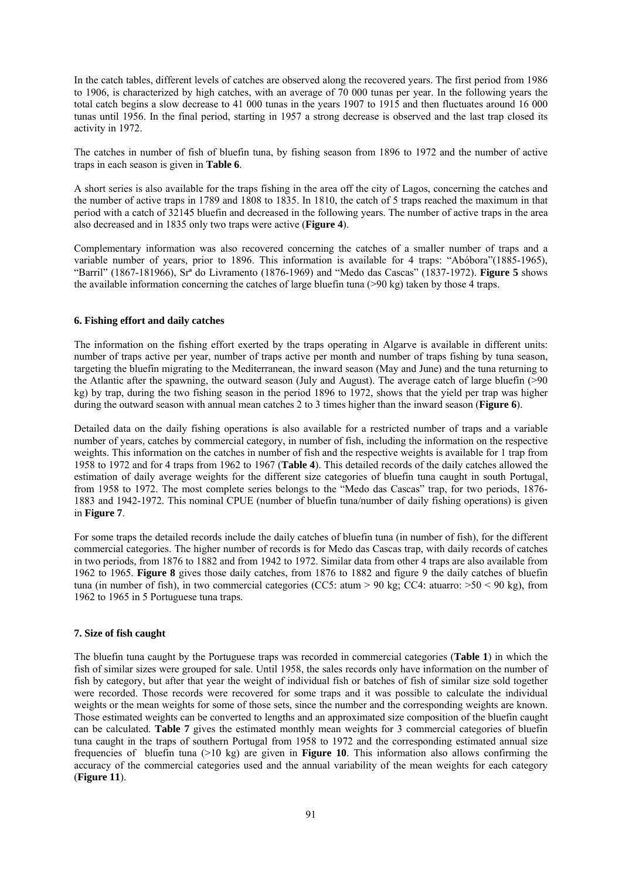In the catch tables, different levels of catches are observed along the recovered years. The first period from 1986 to 1906, is characterized by high catches, with an average of 70 000 tunas per year. In the following years the total catch begins a slow decrease to 41 000 tunas in the years 1907 to 1915 and then fluctuates around 16 000 tunas until 1956. In the final period, starting in 1957 a strong decrease is observed and the last trap closed its activity in 1972.

The catches in number of fish of bluefin tuna, by fishing season from 1896 to 1972 and the number of active traps in each season is given in **Table 6**.

A short series is also available for the traps fishing in the area off the city of Lagos, concerning the catches and the number of active traps in 1789 and 1808 to 1835. In 1810, the catch of 5 traps reached the maximum in that period with a catch of 32145 bluefin and decreased in the following years. The number of active traps in the area also decreased and in 1835 only two traps were active (**Figure 4**).

Complementary information was also recovered concerning the catches of a smaller number of traps and a variable number of years, prior to 1896. This information is available for 4 traps: "Abóbora"(1885-1965), "Barril" (1867-181966), Srª do Livramento (1876-1969) and "Medo das Cascas" (1837-1972). **Figure 5** shows the available information concerning the catches of large bluefin tuna (>90 kg) taken by those 4 traps.

## 6. Fishing effort and daily catches

The information on the fishing effort exerted by the traps operating in Algarve is available in different units: number of traps active per year, number of traps active per month and number of traps fishing by tuna season, targeting the bluefin migrating to the Mediterranean, the inward season (May and June) and the tuna returning to the Atlantic after the spawning, the outward season (July and August). The average catch of large bluefin (>90 kg) by trap, during the two fishing season in the period 1896 to 1972, shows that the yield per trap was higher during the outward season with annual mean catches 2 to 3 times higher than the inward season (**Figure 6**).

Detailed data on the daily fishing operations is also available for a restricted number of traps and a variable number of years, catches by commercial category, in number of fish, including the information on the respective weights. This information on the catches in number of fish and the respective weights is available for 1 trap from 1958 to 1972 and for 4 traps from 1962 to 1967 (**Table 4**). This detailed records of the daily catches allowed the estimation of daily average weights for the different size categories of bluefin tuna caught in south Portugal, from 1958 to 1972. The most complete series belongs to the "Medo das Cascas" trap, for two periods, 1876-1883 and 1942-1972. This nominal CPUE (number of bluefin tuna/number of daily fishing operations) is given in **Figure 7**.

For some traps the detailed records include the daily catches of bluefin tuna (in number of fish), for the different commercial categories. The higher number of records is for Medo das Cascas trap, with daily records of catches in two periods, from 1876 to 1882 and from 1942 to 1972. Similar data from other 4 traps are also available from 1962 to 1965. **Figure 8** gives those daily catches, from 1876 to 1882 and figure 9 the daily catches of bluefin tuna (in number of fish), in two commercial categories (CC5: atum > 90 kg; CC4: atuarro: >50 < 90 kg), from 1962 to 1965 in 5 Portuguese tuna traps.

## 7. Size of fish caught

The bluefin tuna caught by the Portuguese traps was recorded in commercial categories (**Table 1**) in which the fish of similar sizes were grouped for sale. Until 1958, the sales records only have information on the number of fish by category, but after that year the weight of individual fish or batches of fish of similar size sold together were recorded. Those records were recovered for some traps and it was possible to calculate the individual weights or the mean weights for some of those sets, since the number and the corresponding weights are known. Those estimated weights can be converted to lengths and an approximated size composition of the bluefin caught can be calculated. **Table 7** gives the estimated monthly mean weights for 3 commercial categories of bluefin tuna caught in the traps of southern Portugal from 1958 to 1972 and the corresponding estimated annual size frequencies of bluefin tuna (>10 kg) are given in **Figure 10**. This information also allows confirming the accuracy of the commercial categories used and the annual variability of the mean weights for each category (**Figure 11**).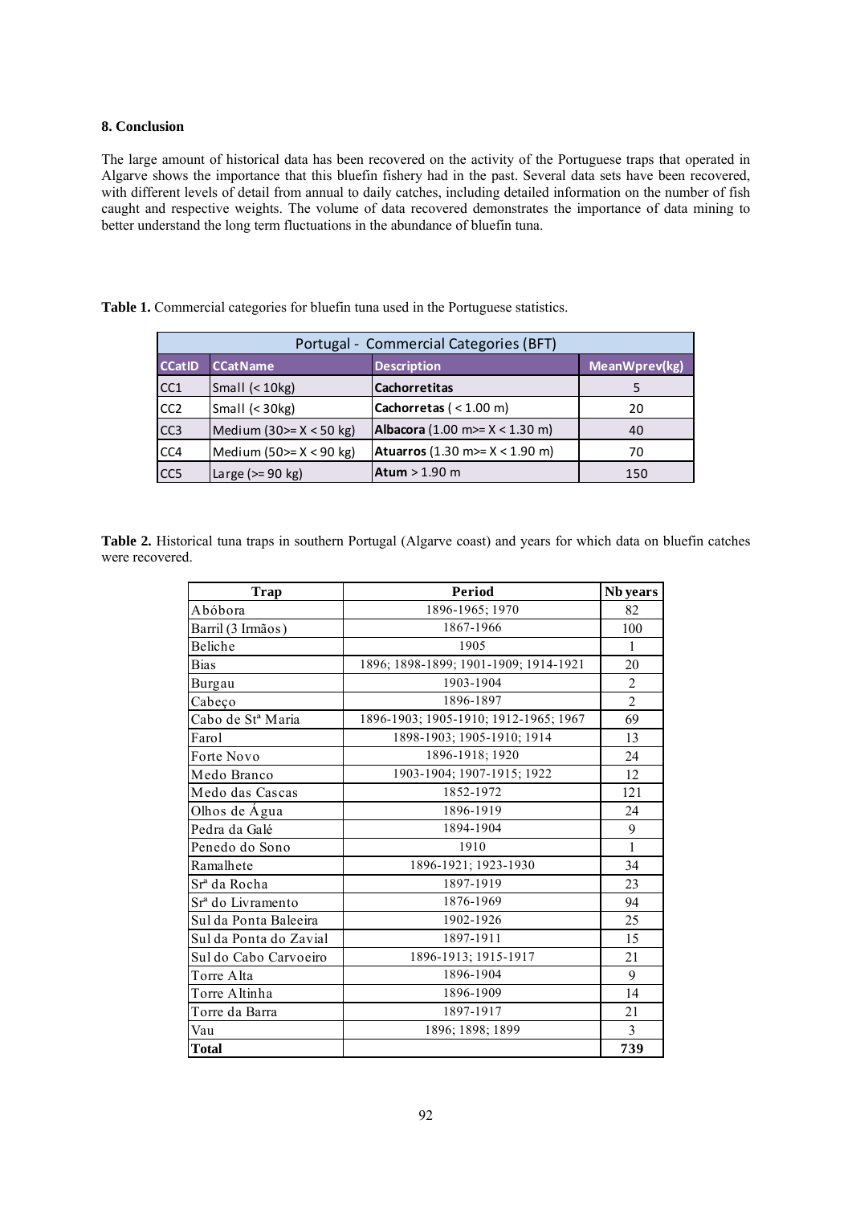## 8. Conclusion

The large amount of historical data has been recovered on the activity of the Portuguese traps that operated in Algarve shows the importance that this bluefin fishery had in the past. Several data sets have been recovered, with different levels of detail from annual to daily catches, including detailed information on the number of fish caught and respective weights. The volume of data recovered demonstrates the importance of data mining to better understand the long term fluctuations in the abundance of bluefin tuna.

**Table 1.** Commercial categories for bluefin tuna used in the Portuguese statistics.

| Portugal - Commercial Categories (BFT) | | | |
|---|---|---|---|
| **CCatID** | **CCatName** | **Description** | **MeanWprev(kg)** |
| CC1 | Small (< 10kg) | **Cachorretitas** | 5 |
| CC2 | Small (< 30kg) | **Cachorretas** ( < 1.00 m) | 20 |
| CC3 | Medium (30>= X < 50 kg) | **Albacora** (1.00 m>= X < 1.30 m) | 40 |
| CC4 | Medium (50>= X < 90 kg) | **Atuarros** (1.30 m>= X < 1.90 m) | 70 |
| CC5 | Large (>= 90 kg) | **Atum** > 1.90 m | 150 |

**Table 2.** Historical tuna traps in southern Portugal (Algarve coast) and years for which data on bluefin catches were recovered.

| Trap | Period | Nb years |
|---|---|---|
| Abóbora | 1896-1965; 1970 | 82 |
| Barril (3 Irmãos) | 1867-1966 | 100 |
| Beliche | 1905 | 1 |
| Bias | 1896; 1898-1899; 1901-1909; 1914-1921 | 20 |
| Burgau | 1903-1904 | 2 |
| Cabeço | 1896-1897 | 2 |
| Cabo de Stª Maria | 1896-1903; 1905-1910; 1912-1965; 1967 | 69 |
| Farol | 1898-1903; 1905-1910; 1914 | 13 |
| Forte Novo | 1896-1918; 1920 | 24 |
| Medo Branco | 1903-1904; 1907-1915; 1922 | 12 |
| Medo das Cascas | 1852-1972 | 121 |
| Olhos de Água | 1896-1919 | 24 |
| Pedra da Galé | 1894-1904 | 9 |
| Penedo do Sono | 1910 | 1 |
| Ramalhete | 1896-1921; 1923-1930 | 34 |
| Srª da Rocha | 1897-1919 | 23 |
| Srª do Livramento | 1876-1969 | 94 |
| Sul da Ponta Baleeira | 1902-1926 | 25 |
| Sul da Ponta do Zavial | 1897-1911 | 15 |
| Sul do Cabo Carvoeiro | 1896-1913; 1915-1917 | 21 |
| Torre Alta | 1896-1904 | 9 |
| Torre Altinha | 1896-1909 | 14 |
| Torre da Barra | 1897-1917 | 21 |
| Vau | 1896; 1898; 1899 | 3 |
| **Total** | | **739** |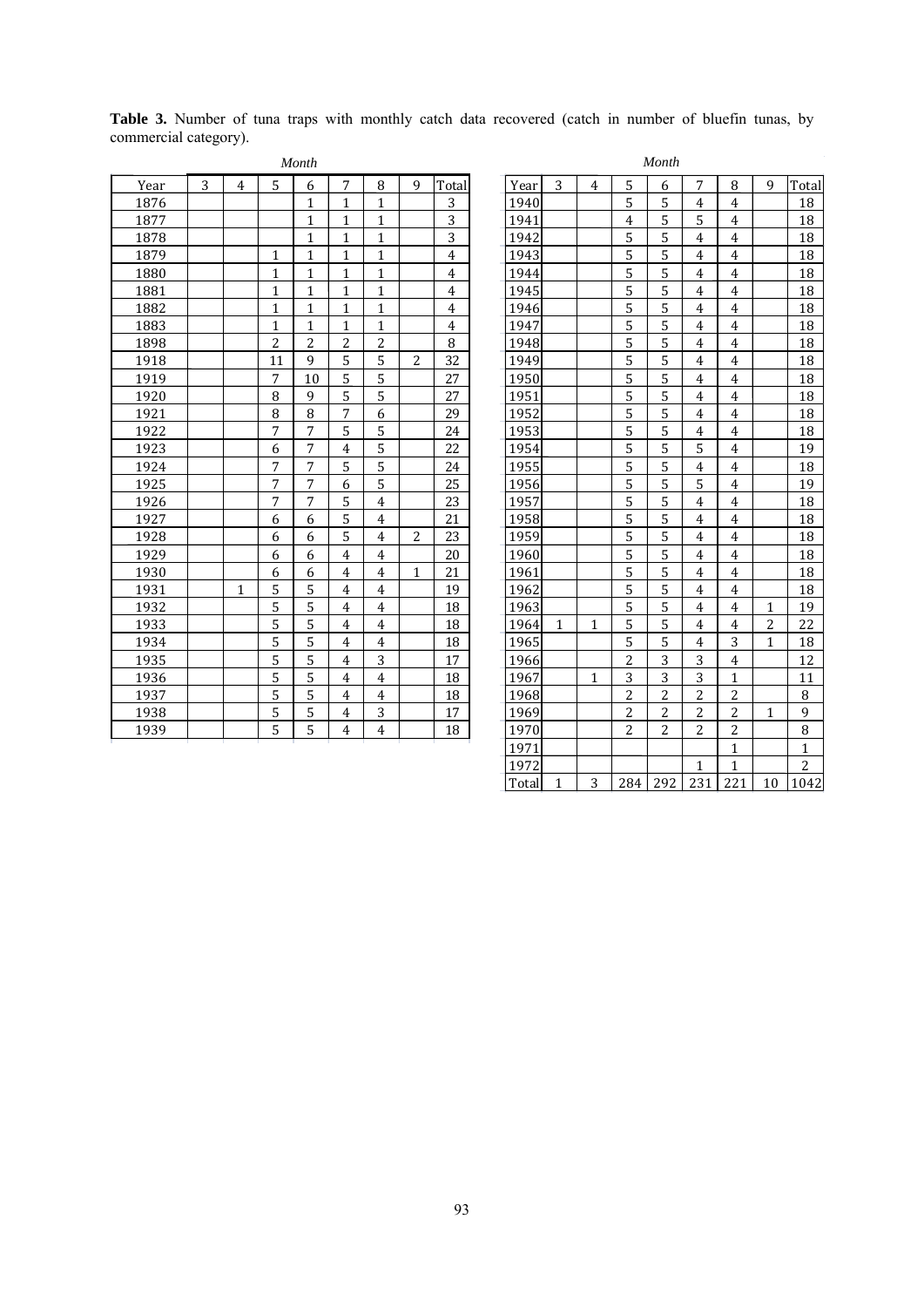**Table 3.** Number of tuna traps with monthly catch data recovered (catch in number of bluefin tunas, by commercial category).

| Year | *Month* 3 | 4 | 5 | 6 | 7 | 8 | 9 | Total |
|---|---|---|---|---|---|---|---|---|
| 1876 | | | | 1 | 1 | 1 | | 3 |
| 1877 | | | | 1 | 1 | 1 | | 3 |
| 1878 | | | | 1 | 1 | 1 | | 3 |
| 1879 | | | 1 | 1 | 1 | 1 | | 4 |
| 1880 | | | 1 | 1 | 1 | 1 | | 4 |
| 1881 | | | 1 | 1 | 1 | 1 | | 4 |
| 1882 | | | 1 | 1 | 1 | 1 | | 4 |
| 1883 | | | 1 | 1 | 1 | 1 | | 4 |
| 1898 | | | 2 | 2 | 2 | 2 | | 8 |
| 1918 | | | 11 | 9 | 5 | 5 | 2 | 32 |
| 1919 | | | 7 | 10 | 5 | 5 | | 27 |
| 1920 | | | 8 | 9 | 5 | 5 | | 27 |
| 1921 | | | 8 | 8 | 7 | 6 | | 29 |
| 1922 | | | 7 | 7 | 5 | 5 | | 24 |
| 1923 | | | 6 | 7 | 4 | 5 | | 22 |
| 1924 | | | 7 | 7 | 5 | 5 | | 24 |
| 1925 | | | 7 | 7 | 6 | 5 | | 25 |
| 1926 | | | 7 | 7 | 5 | 4 | | 23 |
| 1927 | | | 6 | 6 | 5 | 4 | | 21 |
| 1928 | | | 6 | 6 | 5 | 4 | 2 | 23 |
| 1929 | | | 6 | 6 | 4 | 4 | | 20 |
| 1930 | | | 6 | 6 | 4 | 4 | 1 | 21 |
| 1931 | | 1 | 5 | 5 | 4 | 4 | | 19 |
| 1932 | | | 5 | 5 | 4 | 4 | | 18 |
| 1933 | | | 5 | 5 | 4 | 4 | | 18 |
| 1934 | | | 5 | 5 | 4 | 4 | | 18 |
| 1935 | | | 5 | 5 | 4 | 3 | | 17 |
| 1936 | | | 5 | 5 | 4 | 4 | | 18 |
| 1937 | | | 5 | 5 | 4 | 4 | | 18 |
| 1938 | | | 5 | 5 | 4 | 3 | | 17 |
| 1939 | | | 5 | 5 | 4 | 4 | | 18 |
| 1940 | | | 5 | 5 | 4 | 4 | | 18 |
| 1941 | | | 4 | 5 | 5 | 4 | | 18 |
| 1942 | | | 5 | 5 | 4 | 4 | | 18 |
| 1943 | | | 5 | 5 | 4 | 4 | | 18 |
| 1944 | | | 5 | 5 | 4 | 4 | | 18 |
| 1945 | | | 5 | 5 | 4 | 4 | | 18 |
| 1946 | | | 5 | 5 | 4 | 4 | | 18 |
| 1947 | | | 5 | 5 | 4 | 4 | | 18 |
| 1948 | | | 5 | 5 | 4 | 4 | | 18 |
| 1949 | | | 5 | 5 | 4 | 4 | | 18 |
| 1950 | | | 5 | 5 | 4 | 4 | | 18 |
| 1951 | | | 5 | 5 | 4 | 4 | | 18 |
| 1952 | | | 5 | 5 | 4 | 4 | | 18 |
| 1953 | | | 5 | 5 | 4 | 4 | | 18 |
| 1954 | | | 5 | 5 | 5 | 4 | | 19 |
| 1955 | | | 5 | 5 | 4 | 4 | | 18 |
| 1956 | | | 5 | 5 | 5 | 4 | | 19 |
| 1957 | | | 5 | 5 | 4 | 4 | | 18 |
| 1958 | | | 5 | 5 | 4 | 4 | | 18 |
| 1959 | | | 5 | 5 | 4 | 4 | | 18 |
| 1960 | | | 5 | 5 | 4 | 4 | | 18 |
| 1961 | | | 5 | 5 | 4 | 4 | | 18 |
| 1962 | | | 5 | 5 | 4 | 4 | | 18 |
| 1963 | | | 5 | 5 | 4 | 4 | 1 | 19 |
| 1964 | 1 | 1 | 5 | 5 | 4 | 4 | 2 | 22 |
| 1965 | | | 5 | 5 | 4 | 3 | 1 | 18 |
| 1966 | | | 2 | 3 | 3 | 4 | | 12 |
| 1967 | | 1 | 3 | 3 | 3 | 1 | | 11 |
| 1968 | | | 2 | 2 | 2 | 2 | | 8 |
| 1969 | | | 2 | 2 | 2 | 2 | 1 | 9 |
| 1970 | | | 2 | 2 | 2 | 2 | | 8 |
| 1971 | | | | | | 1 | | 1 |
| 1972 | | | | | 1 | 1 | | 2 |
| Total | 1 | 3 | 284 | 292 | 231 | 221 | 10 | 1042 |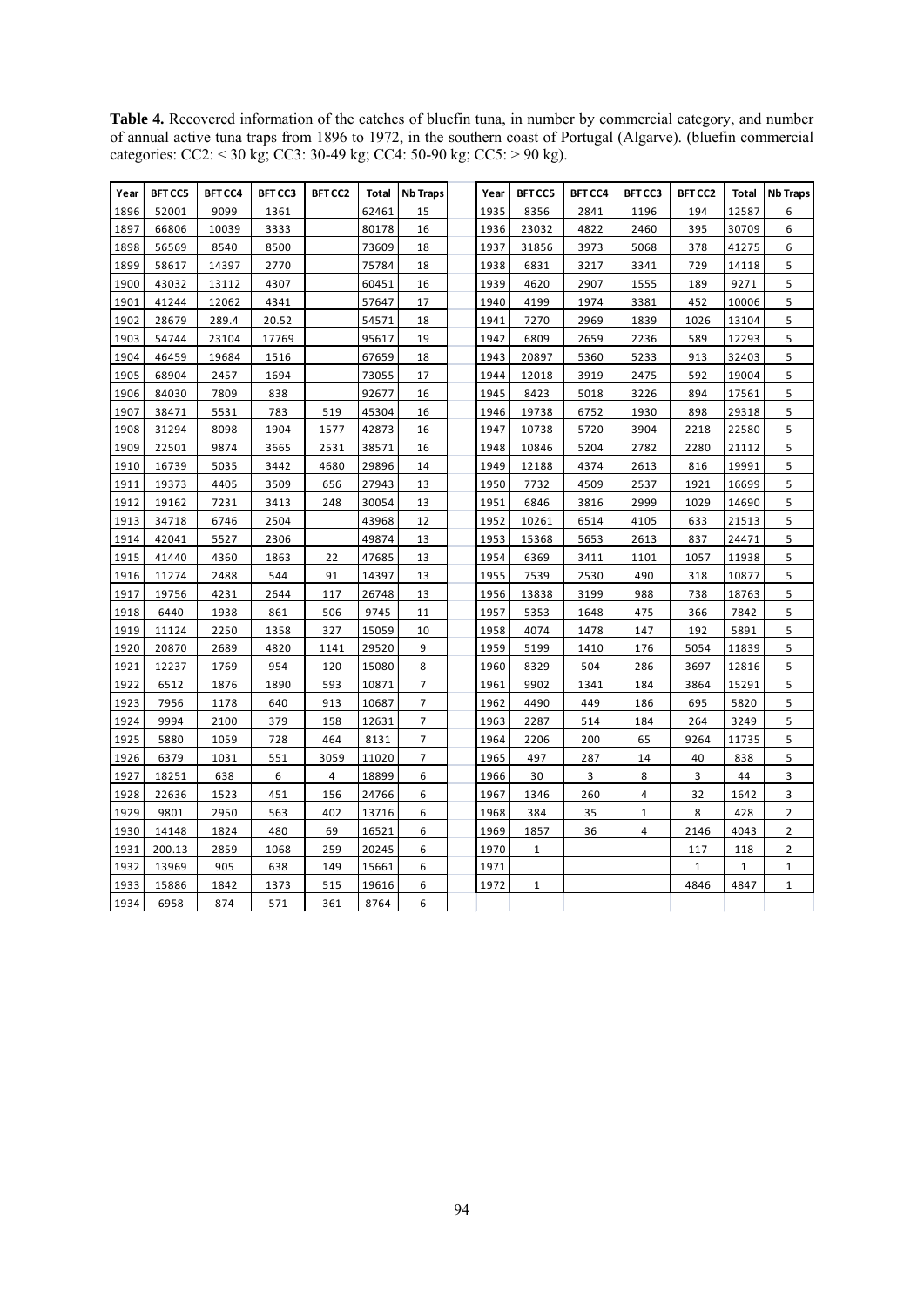**Table 4.** Recovered information of the catches of bluefin tuna, in number by commercial category, and number of annual active tuna traps from 1896 to 1972, in the southern coast of Portugal (Algarve). (bluefin commercial categories: CC2: < 30 kg; CC3: 30-49 kg; CC4: 50-90 kg; CC5: > 90 kg).

| Year | BFT CC5 | BFT CC4 | BFT CC3 | BFT CC2 | Total | Nb Traps | | Year | BFT CC5 | BFT CC4 | BFT CC3 | BFT CC2 | Total | Nb Traps |
|---|---|---|---|---|---|---|---|---|---|---|---|---|---|---|
| 1896 | 52001 | 9099 | 1361 | | 62461 | 15 | | 1935 | 8356 | 2841 | 1196 | 194 | 12587 | 6 |
| 1897 | 66806 | 10039 | 3333 | | 80178 | 16 | | 1936 | 23032 | 4822 | 2460 | 395 | 30709 | 6 |
| 1898 | 56569 | 8540 | 8500 | | 73609 | 18 | | 1937 | 31856 | 3973 | 5068 | 378 | 41275 | 6 |
| 1899 | 58617 | 14397 | 2770 | | 75784 | 18 | | 1938 | 6831 | 3217 | 3341 | 729 | 14118 | 5 |
| 1900 | 43032 | 13112 | 4307 | | 60451 | 16 | | 1939 | 4620 | 2907 | 1555 | 189 | 9271 | 5 |
| 1901 | 41244 | 12062 | 4341 | | 57647 | 17 | | 1940 | 4199 | 1974 | 3381 | 452 | 10006 | 5 |
| 1902 | 28679 | 289.4 | 20.52 | | 54571 | 18 | | 1941 | 7270 | 2969 | 1839 | 1026 | 13104 | 5 |
| 1903 | 54744 | 23104 | 17769 | | 95617 | 19 | | 1942 | 6809 | 2659 | 2236 | 589 | 12293 | 5 |
| 1904 | 46459 | 19684 | 1516 | | 67659 | 18 | | 1943 | 20897 | 5360 | 5233 | 913 | 32403 | 5 |
| 1905 | 68904 | 2457 | 1694 | | 73055 | 17 | | 1944 | 12018 | 3919 | 2475 | 592 | 19004 | 5 |
| 1906 | 84030 | 7809 | 838 | | 92677 | 16 | | 1945 | 8423 | 5018 | 3226 | 894 | 17561 | 5 |
| 1907 | 38471 | 5531 | 783 | 519 | 45304 | 16 | | 1946 | 19738 | 6752 | 1930 | 898 | 29318 | 5 |
| 1908 | 31294 | 8098 | 1904 | 1577 | 42873 | 16 | | 1947 | 10738 | 5720 | 3904 | 2218 | 22580 | 5 |
| 1909 | 22501 | 9874 | 3665 | 2531 | 38571 | 16 | | 1948 | 10846 | 5204 | 2782 | 2280 | 21112 | 5 |
| 1910 | 16739 | 5035 | 3442 | 4680 | 29896 | 14 | | 1949 | 12188 | 4374 | 2613 | 816 | 19991 | 5 |
| 1911 | 19373 | 4405 | 3509 | 656 | 27943 | 13 | | 1950 | 7732 | 4509 | 2537 | 1921 | 16699 | 5 |
| 1912 | 19162 | 7231 | 3413 | 248 | 30054 | 13 | | 1951 | 6846 | 3816 | 2999 | 1029 | 14690 | 5 |
| 1913 | 34718 | 6746 | 2504 | | 43968 | 12 | | 1952 | 10261 | 6514 | 4105 | 633 | 21513 | 5 |
| 1914 | 42041 | 5527 | 2306 | | 49874 | 13 | | 1953 | 15368 | 5653 | 2613 | 837 | 24471 | 5 |
| 1915 | 41440 | 4360 | 1863 | 22 | 47685 | 13 | | 1954 | 6369 | 3411 | 1101 | 1057 | 11938 | 5 |
| 1916 | 11274 | 2488 | 544 | 91 | 14397 | 13 | | 1955 | 7539 | 2530 | 490 | 318 | 10877 | 5 |
| 1917 | 19756 | 4231 | 2644 | 117 | 26748 | 13 | | 1956 | 13838 | 3199 | 988 | 738 | 18763 | 5 |
| 1918 | 6440 | 1938 | 861 | 506 | 9745 | 11 | | 1957 | 5353 | 1648 | 475 | 366 | 7842 | 5 |
| 1919 | 11124 | 2250 | 1358 | 327 | 15059 | 10 | | 1958 | 4074 | 1478 | 147 | 192 | 5891 | 5 |
| 1920 | 20870 | 2689 | 4820 | 1141 | 29520 | 9 | | 1959 | 5199 | 1410 | 176 | 5054 | 11839 | 5 |
| 1921 | 12237 | 1769 | 954 | 120 | 15080 | 8 | | 1960 | 8329 | 504 | 286 | 3697 | 12816 | 5 |
| 1922 | 6512 | 1876 | 1890 | 593 | 10871 | 7 | | 1961 | 9902 | 1341 | 184 | 3864 | 15291 | 5 |
| 1923 | 7956 | 1178 | 640 | 913 | 10687 | 7 | | 1962 | 4490 | 449 | 186 | 695 | 5820 | 5 |
| 1924 | 9994 | 2100 | 379 | 158 | 12631 | 7 | | 1963 | 2287 | 514 | 184 | 264 | 3249 | 5 |
| 1925 | 5880 | 1059 | 728 | 464 | 8131 | 7 | | 1964 | 2206 | 200 | 65 | 9264 | 11735 | 5 |
| 1926 | 6379 | 1031 | 551 | 3059 | 11020 | 7 | | 1965 | 497 | 287 | 14 | 40 | 838 | 5 |
| 1927 | 18251 | 638 | 6 | 4 | 18899 | 6 | | 1966 | 30 | 3 | 8 | 3 | 44 | 3 |
| 1928 | 22636 | 1523 | 451 | 156 | 24766 | 6 | | 1967 | 1346 | 260 | 4 | 32 | 1642 | 3 |
| 1929 | 9801 | 2950 | 563 | 402 | 13716 | 6 | | 1968 | 384 | 35 | 1 | 8 | 428 | 2 |
| 1930 | 14148 | 1824 | 480 | 69 | 16521 | 6 | | 1969 | 1857 | 36 | 4 | 2146 | 4043 | 2 |
| 1931 | 200.13 | 2859 | 1068 | 259 | 20245 | 6 | | 1970 | 1 | | | 117 | 118 | 2 |
| 1932 | 13969 | 905 | 638 | 149 | 15661 | 6 | | 1971 | | | | 1 | 1 | 1 |
| 1933 | 15886 | 1842 | 1373 | 515 | 19616 | 6 | | 1972 | 1 | | | 4846 | 4847 | 1 |
| 1934 | 6958 | 874 | 571 | 361 | 8764 | 6 | | | | | | | | |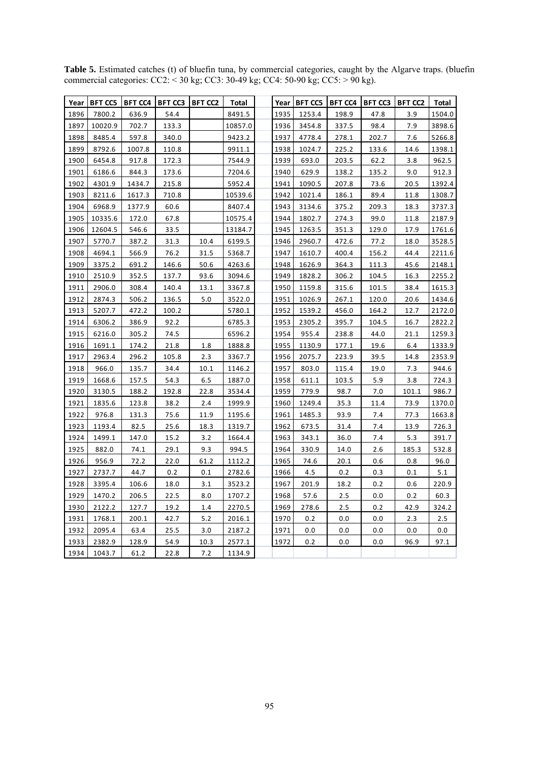**Table 5.** Estimated catches (t) of bluefin tuna, by commercial categories, caught by the Algarve traps. (bluefin commercial categories: CC2: < 30 kg; CC3: 30-49 kg; CC4: 50-90 kg; CC5: > 90 kg).

| Year | BFT CC5 | BFT CC4 | BFT CC3 | BFT CC2 | Total | | Year | BFT CC5 | BFT CC4 | BFT CC3 | BFT CC2 | Total |
|---|---|---|---|---|---|---|---|---|---|---|---|---|
| 1896 | 7800.2 | 636.9 | 54.4 | | 8491.5 | | 1935 | 1253.4 | 198.9 | 47.8 | 3.9 | 1504.0 |
| 1897 | 10020.9 | 702.7 | 133.3 | | 10857.0 | | 1936 | 3454.8 | 337.5 | 98.4 | 7.9 | 3898.6 |
| 1898 | 8485.4 | 597.8 | 340.0 | | 9423.2 | | 1937 | 4778.4 | 278.1 | 202.7 | 7.6 | 5266.8 |
| 1899 | 8792.6 | 1007.8 | 110.8 | | 9911.1 | | 1938 | 1024.7 | 225.2 | 133.6 | 14.6 | 1398.1 |
| 1900 | 6454.8 | 917.8 | 172.3 | | 7544.9 | | 1939 | 693.0 | 203.5 | 62.2 | 3.8 | 962.5 |
| 1901 | 6186.6 | 844.3 | 173.6 | | 7204.6 | | 1940 | 629.9 | 138.2 | 135.2 | 9.0 | 912.3 |
| 1902 | 4301.9 | 1434.7 | 215.8 | | 5952.4 | | 1941 | 1090.5 | 207.8 | 73.6 | 20.5 | 1392.4 |
| 1903 | 8211.6 | 1617.3 | 710.8 | | 10539.6 | | 1942 | 1021.4 | 186.1 | 89.4 | 11.8 | 1308.7 |
| 1904 | 6968.9 | 1377.9 | 60.6 | | 8407.4 | | 1943 | 3134.6 | 375.2 | 209.3 | 18.3 | 3737.3 |
| 1905 | 10335.6 | 172.0 | 67.8 | | 10575.4 | | 1944 | 1802.7 | 274.3 | 99.0 | 11.8 | 2187.9 |
| 1906 | 12604.5 | 546.6 | 33.5 | | 13184.7 | | 1945 | 1263.5 | 351.3 | 129.0 | 17.9 | 1761.6 |
| 1907 | 5770.7 | 387.2 | 31.3 | 10.4 | 6199.5 | | 1946 | 2960.7 | 472.6 | 77.2 | 18.0 | 3528.5 |
| 1908 | 4694.1 | 566.9 | 76.2 | 31.5 | 5368.7 | | 1947 | 1610.7 | 400.4 | 156.2 | 44.4 | 2211.6 |
| 1909 | 3375.2 | 691.2 | 146.6 | 50.6 | 4263.6 | | 1948 | 1626.9 | 364.3 | 111.3 | 45.6 | 2148.1 |
| 1910 | 2510.9 | 352.5 | 137.7 | 93.6 | 3094.6 | | 1949 | 1828.2 | 306.2 | 104.5 | 16.3 | 2255.2 |
| 1911 | 2906.0 | 308.4 | 140.4 | 13.1 | 3367.8 | | 1950 | 1159.8 | 315.6 | 101.5 | 38.4 | 1615.3 |
| 1912 | 2874.3 | 506.2 | 136.5 | 5.0 | 3522.0 | | 1951 | 1026.9 | 267.1 | 120.0 | 20.6 | 1434.6 |
| 1913 | 5207.7 | 472.2 | 100.2 | | 5780.1 | | 1952 | 1539.2 | 456.0 | 164.2 | 12.7 | 2172.0 |
| 1914 | 6306.2 | 386.9 | 92.2 | | 6785.3 | | 1953 | 2305.2 | 395.7 | 104.5 | 16.7 | 2822.2 |
| 1915 | 6216.0 | 305.2 | 74.5 | | 6596.2 | | 1954 | 955.4 | 238.8 | 44.0 | 21.1 | 1259.3 |
| 1916 | 1691.1 | 174.2 | 21.8 | 1.8 | 1888.8 | | 1955 | 1130.9 | 177.1 | 19.6 | 6.4 | 1333.9 |
| 1917 | 2963.4 | 296.2 | 105.8 | 2.3 | 3367.7 | | 1956 | 2075.7 | 223.9 | 39.5 | 14.8 | 2353.9 |
| 1918 | 966.0 | 135.7 | 34.4 | 10.1 | 1146.2 | | 1957 | 803.0 | 115.4 | 19.0 | 7.3 | 944.6 |
| 1919 | 1668.6 | 157.5 | 54.3 | 6.5 | 1887.0 | | 1958 | 611.1 | 103.5 | 5.9 | 3.8 | 724.3 |
| 1920 | 3130.5 | 188.2 | 192.8 | 22.8 | 3534.4 | | 1959 | 779.9 | 98.7 | 7.0 | 101.1 | 986.7 |
| 1921 | 1835.6 | 123.8 | 38.2 | 2.4 | 1999.9 | | 1960 | 1249.4 | 35.3 | 11.4 | 73.9 | 1370.0 |
| 1922 | 976.8 | 131.3 | 75.6 | 11.9 | 1195.6 | | 1961 | 1485.3 | 93.9 | 7.4 | 77.3 | 1663.8 |
| 1923 | 1193.4 | 82.5 | 25.6 | 18.3 | 1319.7 | | 1962 | 673.5 | 31.4 | 7.4 | 13.9 | 726.3 |
| 1924 | 1499.1 | 147.0 | 15.2 | 3.2 | 1664.4 | | 1963 | 343.1 | 36.0 | 7.4 | 5.3 | 391.7 |
| 1925 | 882.0 | 74.1 | 29.1 | 9.3 | 994.5 | | 1964 | 330.9 | 14.0 | 2.6 | 185.3 | 532.8 |
| 1926 | 956.9 | 72.2 | 22.0 | 61.2 | 1112.2 | | 1965 | 74.6 | 20.1 | 0.6 | 0.8 | 96.0 |
| 1927 | 2737.7 | 44.7 | 0.2 | 0.1 | 2782.6 | | 1966 | 4.5 | 0.2 | 0.3 | 0.1 | 5.1 |
| 1928 | 3395.4 | 106.6 | 18.0 | 3.1 | 3523.2 | | 1967 | 201.9 | 18.2 | 0.2 | 0.6 | 220.9 |
| 1929 | 1470.2 | 206.5 | 22.5 | 8.0 | 1707.2 | | 1968 | 57.6 | 2.5 | 0.0 | 0.2 | 60.3 |
| 1930 | 2122.2 | 127.7 | 19.2 | 1.4 | 2270.5 | | 1969 | 278.6 | 2.5 | 0.2 | 42.9 | 324.2 |
| 1931 | 1768.1 | 200.1 | 42.7 | 5.2 | 2016.1 | | 1970 | 0.2 | 0.0 | 0.0 | 2.3 | 2.5 |
| 1932 | 2095.4 | 63.4 | 25.5 | 3.0 | 2187.2 | | 1971 | 0.0 | 0.0 | 0.0 | 0.0 | 0.0 |
| 1933 | 2382.9 | 128.9 | 54.9 | 10.3 | 2577.1 | | 1972 | 0.2 | 0.0 | 0.0 | 96.9 | 97.1 |
| 1934 | 1043.7 | 61.2 | 22.8 | 7.2 | 1134.9 | | | | | | | |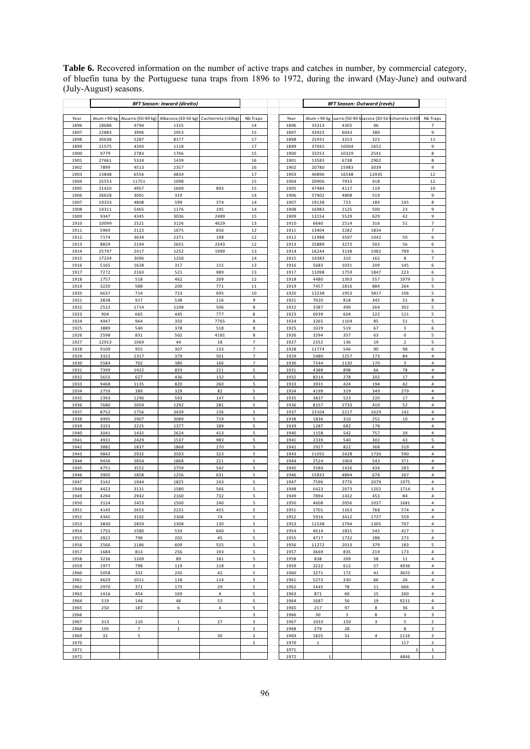**Table 6.** Recovered information on the number of active traps and catches in number, by commercial category, of bluefin tuna by the Portuguese tuna traps from 1896 to 1972, during the inward (May-June) and outward (July-August) seasons.

| | *BFT Season: Inward (direito)* | | | | | | | *BFT Season: Outward (revés)* | | | | |
|---|---|---|---|---|---|---|---|---|---|---|---|---|
| Year | Atum >90 kg | Atuarro (50-90 kg) | Albacora (30-50 kg) | Cachorreta (<30kg) | Nb Traps | | Year | Atum >90 kg | uarro (50-90 k | bacora (30-50 k | chorreta (<30 | Nb Traps |
| 1896 | 18688 | 4794 | 1315 | | 14 | | 1896 | 33313 | 4305 | 46 | | 7 |
| 1897 | 22883 | 3996 | 2953 | | 15 | | 1897 | 43923 | 6043 | 380 | | 9 |
| 1898 | 30638 | 5287 | 8177 | | 17 | | 1898 | 25931 | 3253 | 323 | | 11 |
| 1899 | 21575 | 4393 | 1118 | | 17 | | 1899 | 37042 | 10004 | 1652 | | 9 |
| 1900 | 9779 | 2783 | 1766 | | 15 | | 1900 | 33253 | 10329 | 2541 | | 8 |
| 1901 | 27661 | 5324 | 1439 | | 16 | | 1901 | 13583 | 6738 | 2902 | | 8 |
| 1902 | 7899 | 4513 | 2357 | | 16 | | 1902 | 20780 | 15983 | 3039 | | 9 |
| 1903 | 13848 | 6556 | 4834 | | 17 | | 1903 | 40896 | 16548 | 12935 | | 12 |
| 1904 | 25553 | 11751 | 1098 | | 15 | | 1904 | 20906 | 7933 | 418 | | 12 |
| 1905 | 21420 | 4957 | 1609 | 893 | 15 | | 1905 | 47484 | 4117 | 119 | | 10 |
| 1906 | 26628 | 3001 | 319 | | 14 | | 1906 | 57402 | 4808 | 519 | | 9 |
| 1907 | 19333 | 4808 | 599 | 374 | 14 | | 1907 | 19138 | 723 | 184 | 145 | 8 |
| 1908 | 14311 | 5465 | 1176 | 195 | 14 | | 1908 | 16983 | 1125 | 500 | 23 | 9 |
| 1909 | 9347 | 4345 | 3036 | 2489 | 15 | | 1909 | 13154 | 5529 | 629 | 42 | 9 |
| 1910 | 10099 | 2521 | 3126 | 4629 | 13 | | 1910 | 6640 | 2514 | 316 | 51 | 7 |
| 1911 | 5969 | 2123 | 1675 | 656 | 12 | | 1911 | 13404 | 2282 | 1834 | | 7 |
| 1912 | 7174 | 3634 | 2371 | 198 | 12 | | 1912 | 11988 | 3597 | 1042 | 50 | 6 |
| 1913 | 8829 | 2194 | 2655 | 2343 | 12 | | 1913 | 25889 | 3272 | 502 | 56 | 6 |
| 1914 | 25797 | 2417 | 1252 | 1999 | 13 | | 1914 | 16244 | 3138 | 1082 | 799 | 5 |
| 1915 | 17234 | 3096 | 1258 | | 14 | | 1915 | 14383 | 310 | 162 | 8 | 7 |
| 1916 | 5165 | 1628 | 317 | 115 | 13 | | 1916 | 5683 | 1031 | 209 | 145 | 6 |
| 1917 | 7272 | 2163 | 521 | 989 | 13 | | 1917 | 11098 | 1759 | 1847 | 223 | 6 |
| 1918 | 1757 | 518 | 462 | 209 | 12 | | 1918 | 4480 | 1303 | 557 | 1979 | 5 |
| 1919 | 3220 | 588 | 200 | 771 | 11 | | 1919 | 7457 | 1816 | 884 | 264 | 5 |
| 1920 | 6637 | 714 | 723 | 695 | 10 | | 1920 | 13238 | 1953 | 3817 | 106 | 5 |
| 1921 | 3838 | 917 | 538 | 116 | 9 | | 1921 | 7020 | 818 | 345 | 21 | 8 |
| 1922 | 2522 | 1714 | 1108 | 506 | 8 | | 1922 | 3387 | 490 | 264 | 302 | 5 |
| 1923 | 904 | 665 | 445 | 777 | 8 | | 1923 | 6939 | 604 | 222 | 121 | 5 |
| 1924 | 4947 | 964 | 350 | 7765 | 8 | | 1924 | 3265 | 1104 | 85 | 51 | 5 |
| 1925 | 3889 | 540 | 378 | 518 | 8 | | 1925 | 1029 | 519 | 67 | 3 | 6 |
| 1926 | 2598 | 831 | 502 | 4181 | 8 | | 1926 | 3294 | 357 | 63 | 0 | 5 |
| 1927 | 12913 | 1069 | 44 | 18 | 7 | | 1927 | 2352 | 136 | 19 | 2 | 5 |
| 1928 | 9109 | 955 | 307 | 133 | 7 | | 1928 | 11774 | 546 | 90 | 98 | 6 |
| 1929 | 3322 | 1317 | 379 | 501 | 7 | | 1929 | 5480 | 1257 | 173 | 84 | 4 |
| 1930 | 5584 | 702 | 380 | 166 | 7 | | 1930 | 7344 | 1130 | 170 | 3 | 4 |
| 1931 | 7399 | 1922 | 859 | 221 | 5 | | 1931 | 4388 | 898 | 66 | 78 | 4 |
| 1932 | 5655 | 627 | 436 | 132 | 5 | | 1932 | 8314 | 278 | 202 | 17 | 4 |
| 1933 | 9468 | 1135 | 820 | 260 | 5 | | 1933 | 3931 | 424 | 194 | 42 | 4 |
| 1934 | 2759 | 389 | 329 | 82 | 5 | | 1934 | 4199 | 329 | 349 | 279 | 4 |
| 1935 | 2393 | 1296 | 593 | 147 | 5 | | 1935 | 3837 | 523 | 220 | 17 | 4 |
| 1936 | 7680 | 2059 | 1292 | 281 | 5 | | 1936 | 8157 | 2733 | 410 | 52 | 4 |
| 1937 | 8752 | 1756 | 3439 | 236 | 5 | | 1937 | 23104 | 2217 | 1629 | 142 | 4 |
| 1938 | 4995 | 2907 | 3089 | 719 | 5 | | 1938 | 1836 | 310 | 252 | 10 | 4 |
| 1939 | 3333 | 2225 | 1377 | 189 | 5 | | 1939 | 1287 | 682 | 178 | | 4 |
| 1940 | 3041 | 1432 | 2624 | 413 | 5 | | 1940 | 1158 | 542 | 757 | 39 | 4 |
| 1941 | 4931 | 2429 | 1537 | 983 | 5 | | 1941 | 2339 | 540 | 302 | 43 | 5 |
| 1942 | 3882 | 1837 | 1868 | 270 | 5 | | 1942 | 2927 | 822 | 368 | 319 | 4 |
| 1943 | 9842 | 2932 | 3503 | 323 | 5 | | 1943 | 11055 | 2428 | 1730 | 590 | 4 |
| 1944 | 9436 | 2854 | 1868 | 221 | 5 | | 1944 | 2524 | 1004 | 543 | 371 | 4 |
| 1945 | 4751 | 3552 | 2759 | 542 | 5 | | 1945 | 3584 | 1426 | 434 | 283 | 4 |
| 1946 | 3905 | 1858 | 1256 | 631 | 5 | | 1946 | 15833 | 4894 | 674 | 267 | 4 |
| 1947 | 3142 | 1944 | 1825 | 243 | 5 | | 1947 | 7596 | 3776 | 2079 | 1975 | 4 |
| 1948 | 4423 | 3131 | 1580 | 566 | 5 | | 1948 | 6423 | 2073 | 1202 | 1714 | 4 |
| 1949 | 4294 | 2942 | 2160 | 732 | 5 | | 1949 | 7894 | 1432 | 453 | 84 | 4 |
| 1950 | 3124 | 2453 | 1500 | 240 | 5 | | 1950 | 4608 | 2056 | 1037 | 1681 | 4 |
| 1951 | 4145 | 2653 | 2231 | 455 | 5 | | 1951 | 2701 | 1163 | 768 | 574 | 4 |
| 1952 | 4345 | 3102 | 2368 | 74 | 5 | | 1952 | 5916 | 3412 | 1737 | 559 | 4 |
| 1953 | 3830 | 2859 | 1308 | 130 | 5 | | 1953 | 11538 | 2794 | 1305 | 707 | 4 |
| 1954 | 1755 | 1580 | 559 | 640 | 5 | | 1954 | 4614 | 1831 | 542 | 417 | 5 |
| 1955 | 2822 | 798 | 202 | 45 | 5 | | 1955 | 4717 | 1732 | 288 | 273 | 4 |
| 1956 | 2566 | 1186 | 609 | 555 | 5 | | 1956 | 11272 | 2013 | 379 | 183 | 5 |
| 1957 | 1684 | 813 | 256 | 193 | 5 | | 1957 | 3669 | 835 | 219 | 173 | 4 |
| 1958 | 3236 | 1269 | 89 | 181 | 5 | | 1958 | 838 | 209 | 58 | 11 | 4 |
| 1959 | 1977 | 798 | 119 | 118 | 5 | | 1959 | 3222 | 612 | 57 | 4936 | 4 |
| 1960 | 5058 | 332 | 245 | 42 | 5 | | 1960 | 3271 | 172 | 41 | 3655 | 4 |
| 1961 | 4629 | 1011 | 118 | 114 | 5 | | 1961 | 5273 | 330 | 66 | 26 | 4 |
| 1962 | 2970 | 371 | 175 | 29 | 5 | | 1962 | 1445 | 78 | 11 | 666 | 4 |
| 1963 | 1416 | 454 | 169 | 4 | 5 | | 1963 | 871 | 60 | 15 | 260 | 4 |
| 1964 | 519 | 144 | 46 | 53 | 5 | | 1964 | 1687 | 56 | 19 | 9211 | 4 |
| 1965 | 250 | 187 | 6 | 4 | 5 | | 1965 | 217 | 97 | 8 | 36 | 4 |
| 1966 | | | | | 3 | | 1966 | 30 | 3 | 8 | 3 | 3 |
| 1967 | 313 | 110 | 1 | 27 | 3 | | 1967 | 1033 | 150 | 3 | 5 | 2 |
| 1968 | 105 | 7 | 1 | | 2 | | 1968 | 279 | 28 | | 8 | 2 |
| 1969 | 32 | 5 | | 30 | 2 | | 1969 | 1825 | 31 | 4 | 2116 | 2 |
| 1970 | | | | | 2 | | 1970 | 1 | | | 117 | 2 |
| 1971 | | | | | | | 1971 | | | | 1 | 1 |
| 1972 | | | | | | | 1972 | 1 | | | 4846 | 1 |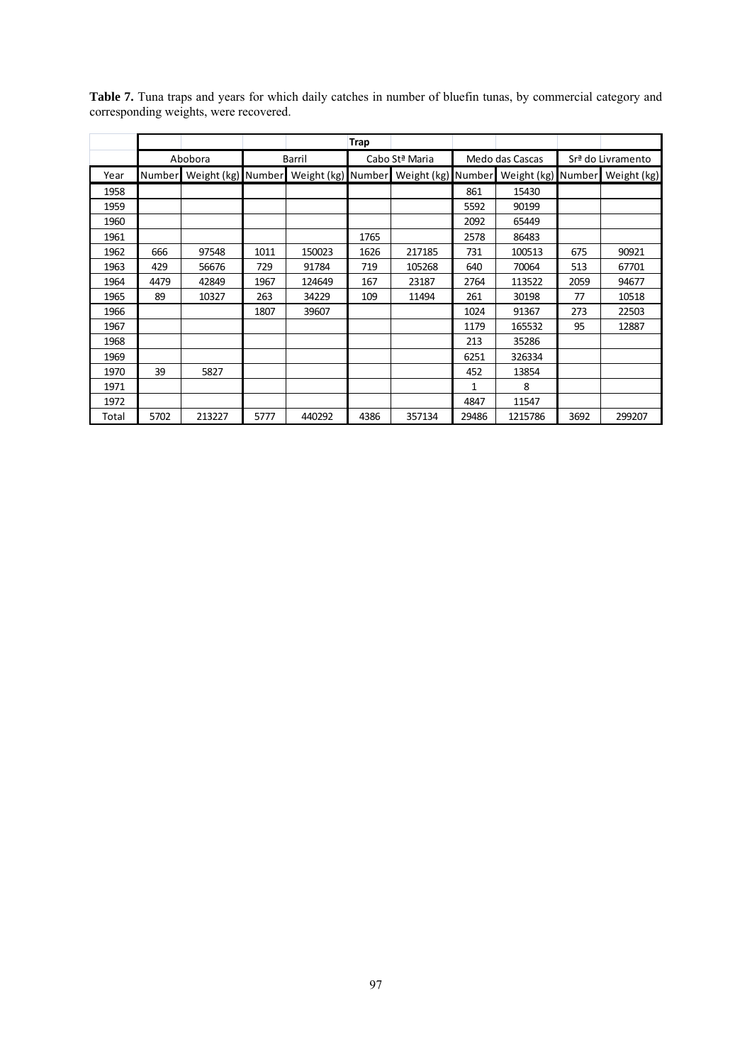**Table 7.** Tuna traps and years for which daily catches in number of bluefin tunas, by commercial category and corresponding weights, were recovered.

| | Trap | | | | | | | | | |
|---|---|---|---|---|---|---|---|---|---|---|
| | Abobora | | Barril | | Cabo Stª Maria | | Medo das Cascas | | Srª do Livramento | |
| Year | Number | Weight (kg) | Number | Weight (kg) | Number | Weight (kg) | Number | Weight (kg) | Number | Weight (kg) |
| 1958 | | | | | | | 861 | 15430 | | |
| 1959 | | | | | | | 5592 | 90199 | | |
| 1960 | | | | | | | 2092 | 65449 | | |
| 1961 | | | | | 1765 | | 2578 | 86483 | | |
| 1962 | 666 | 97548 | 1011 | 150023 | 1626 | 217185 | 731 | 100513 | 675 | 90921 |
| 1963 | 429 | 56676 | 729 | 91784 | 719 | 105268 | 640 | 70064 | 513 | 67701 |
| 1964 | 4479 | 42849 | 1967 | 124649 | 167 | 23187 | 2764 | 113522 | 2059 | 94677 |
| 1965 | 89 | 10327 | 263 | 34229 | 109 | 11494 | 261 | 30198 | 77 | 10518 |
| 1966 | | | 1807 | 39607 | | | 1024 | 91367 | 273 | 22503 |
| 1967 | | | | | | | 1179 | 165532 | 95 | 12887 |
| 1968 | | | | | | | 213 | 35286 | | |
| 1969 | | | | | | | 6251 | 326334 | | |
| 1970 | 39 | 5827 | | | | | 452 | 13854 | | |
| 1971 | | | | | | | 1 | 8 | | |
| 1972 | | | | | | | 4847 | 11547 | | |
| Total | 5702 | 213227 | 5777 | 440292 | 4386 | 357134 | 29486 | 1215786 | 3692 | 299207 |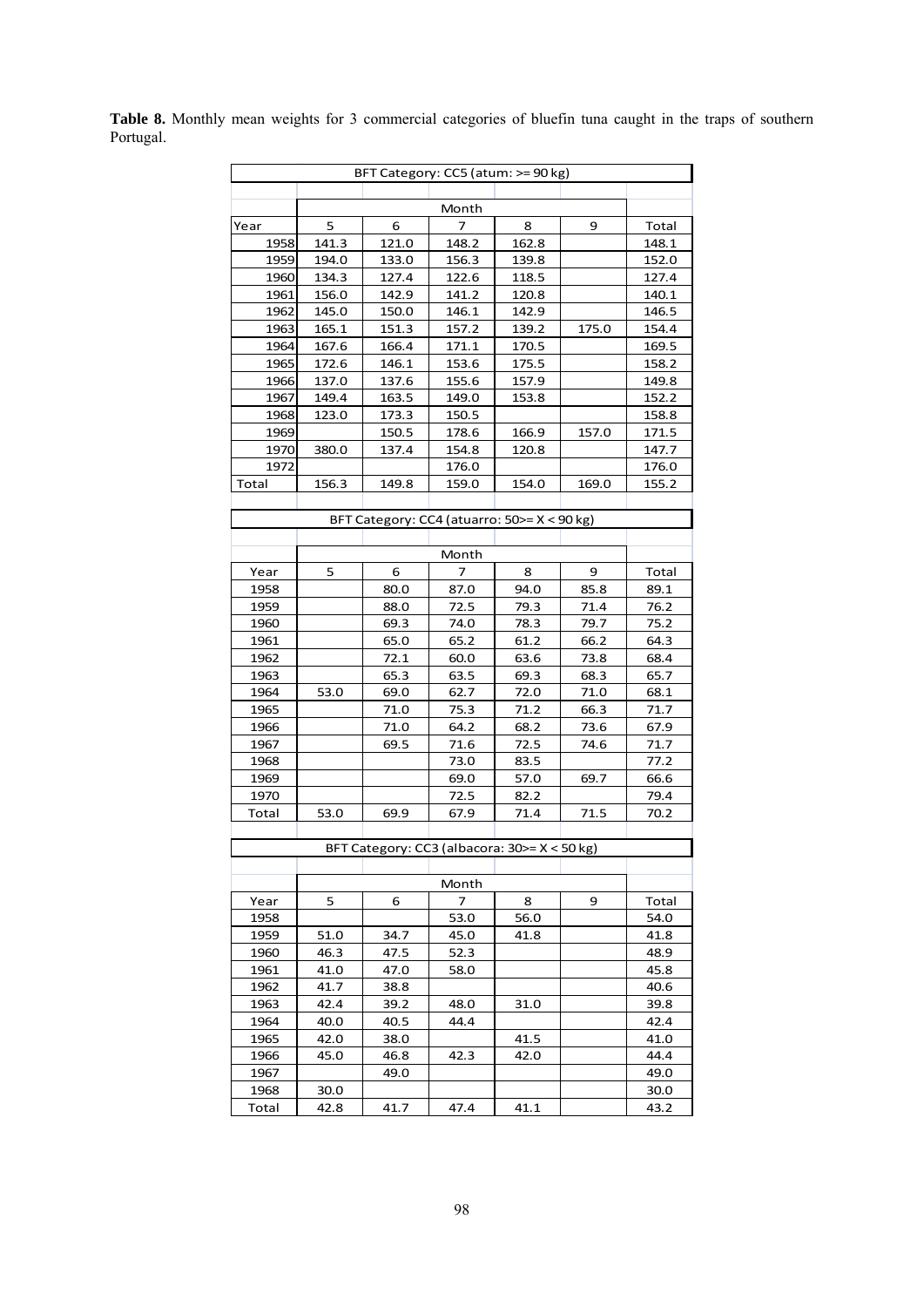**Table 8.** Monthly mean weights for 3 commercial categories of bluefin tuna caught in the traps of southern Portugal.

| BFT Category: CC5 (atum: >= 90 kg) | | | | | | |
|---|---|---|---|---|---|---|
| | Month | | | | | |
| Year | 5 | 6 | 7 | 8 | 9 | Total |
| 1958 | 141.3 | 121.0 | 148.2 | 162.8 | | 148.1 |
| 1959 | 194.0 | 133.0 | 156.3 | 139.8 | | 152.0 |
| 1960 | 134.3 | 127.4 | 122.6 | 118.5 | | 127.4 |
| 1961 | 156.0 | 142.9 | 141.2 | 120.8 | | 140.1 |
| 1962 | 145.0 | 150.0 | 146.1 | 142.9 | | 146.5 |
| 1963 | 165.1 | 151.3 | 157.2 | 139.2 | 175.0 | 154.4 |
| 1964 | 167.6 | 166.4 | 171.1 | 170.5 | | 169.5 |
| 1965 | 172.6 | 146.1 | 153.6 | 175.5 | | 158.2 |
| 1966 | 137.0 | 137.6 | 155.6 | 157.9 | | 149.8 |
| 1967 | 149.4 | 163.5 | 149.0 | 153.8 | | 152.2 |
| 1968 | 123.0 | 173.3 | 150.5 | | | 158.8 |
| 1969 | | 150.5 | 178.6 | 166.9 | 157.0 | 171.5 |
| 1970 | 380.0 | 137.4 | 154.8 | 120.8 | | 147.7 |
| 1972 | | | 176.0 | | | 176.0 |
| Total | 156.3 | 149.8 | 159.0 | 154.0 | 169.0 | 155.2 |

| BFT Category: CC4 (atuarro: 50>= X < 90 kg) | | | | | | |
|---|---|---|---|---|---|---|
| | Month | | | | | |
| Year | 5 | 6 | 7 | 8 | 9 | Total |
| 1958 | | 80.0 | 87.0 | 94.0 | 85.8 | 89.1 |
| 1959 | | 88.0 | 72.5 | 79.3 | 71.4 | 76.2 |
| 1960 | | 69.3 | 74.0 | 78.3 | 79.7 | 75.2 |
| 1961 | | 65.0 | 65.2 | 61.2 | 66.2 | 64.3 |
| 1962 | | 72.1 | 60.0 | 63.6 | 73.8 | 68.4 |
| 1963 | | 65.3 | 63.5 | 69.3 | 68.3 | 65.7 |
| 1964 | 53.0 | 69.0 | 62.7 | 72.0 | 71.0 | 68.1 |
| 1965 | | 71.0 | 75.3 | 71.2 | 66.3 | 71.7 |
| 1966 | | 71.0 | 64.2 | 68.2 | 73.6 | 67.9 |
| 1967 | | 69.5 | 71.6 | 72.5 | 74.6 | 71.7 |
| 1968 | | | 73.0 | 83.5 | | 77.2 |
| 1969 | | | 69.0 | 57.0 | 69.7 | 66.6 |
| 1970 | | | 72.5 | 82.2 | | 79.4 |
| Total | 53.0 | 69.9 | 67.9 | 71.4 | 71.5 | 70.2 |

| BFT Category: CC3 (albacora: 30>= X < 50 kg) | | | | | | |
|---|---|---|---|---|---|---|
| | Month | | | | | |
| Year | 5 | 6 | 7 | 8 | 9 | Total |
| 1958 | | | 53.0 | 56.0 | | 54.0 |
| 1959 | 51.0 | 34.7 | 45.0 | 41.8 | | 41.8 |
| 1960 | 46.3 | 47.5 | 52.3 | | | 48.9 |
| 1961 | 41.0 | 47.0 | 58.0 | | | 45.8 |
| 1962 | 41.7 | 38.8 | | | | 40.6 |
| 1963 | 42.4 | 39.2 | 48.0 | 31.0 | | 39.8 |
| 1964 | 40.0 | 40.5 | 44.4 | | | 42.4 |
| 1965 | 42.0 | 38.0 | | 41.5 | | 41.0 |
| 1966 | 45.0 | 46.8 | 42.3 | 42.0 | | 44.4 |
| 1967 | | 49.0 | | | | 49.0 |
| 1968 | 30.0 | | | | | 30.0 |
| Total | 42.8 | 41.7 | 47.4 | 41.1 | | 43.2 |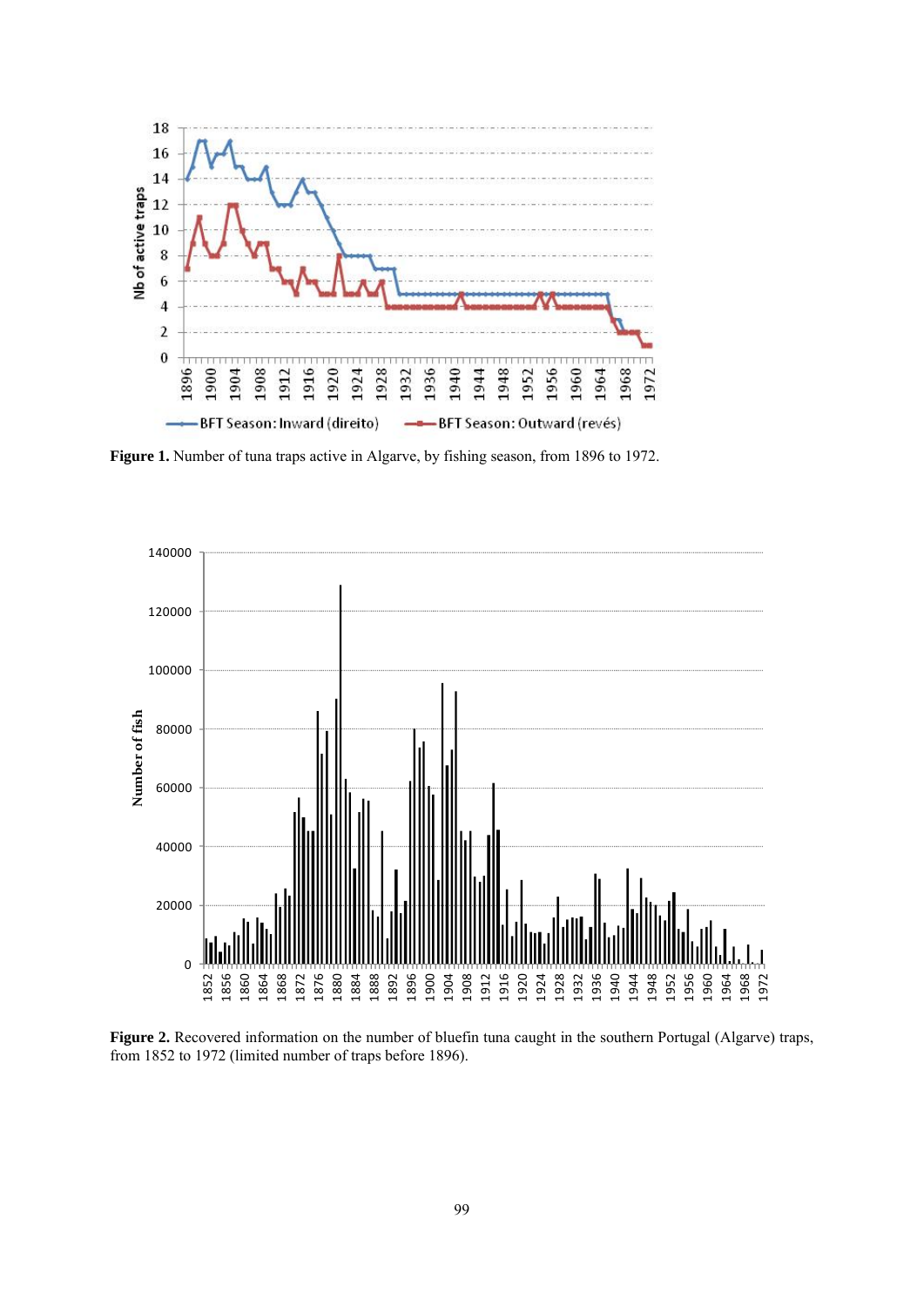**Figure 1.** Number of tuna traps active in Algarve, by fishing season, from 1896 to 1972.

**Figure 2.** Recovered information on the number of bluefin tuna caught in the southern Portugal (Algarve) traps, from 1852 to 1972 (limited number of traps before 1896).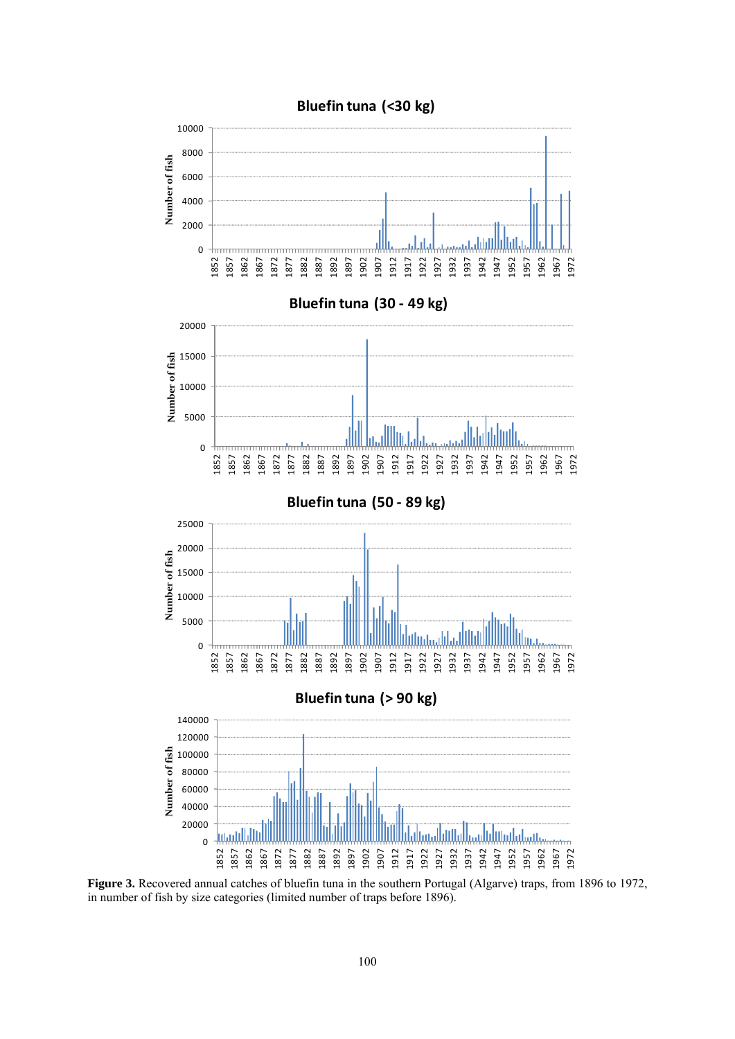**Figure 3.** Recovered annual catches of bluefin tuna in the southern Portugal (Algarve) traps, from 1896 to 1972, in number of fish by size categories (limited number of traps before 1896).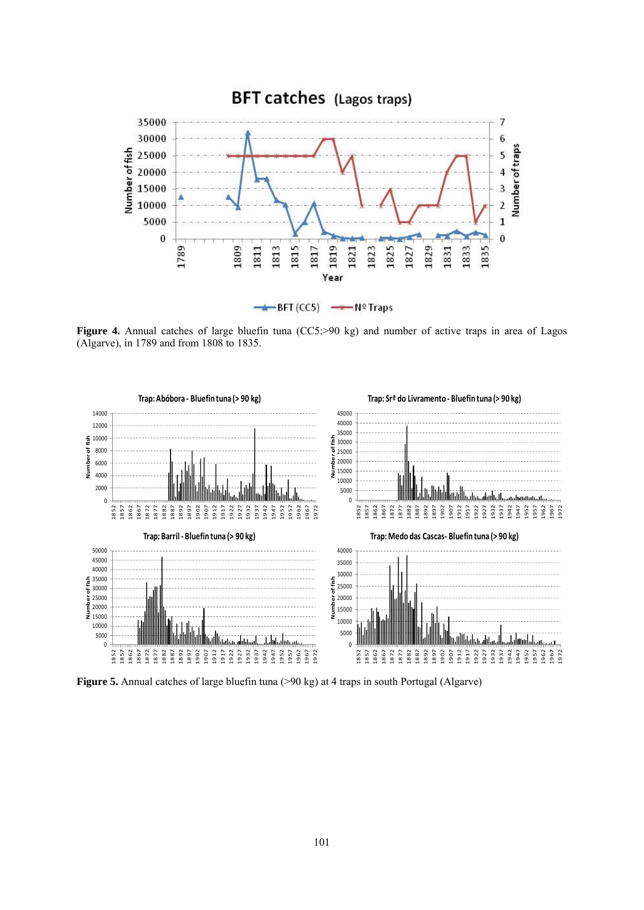**Figure 4.** Annual catches of large bluefin tuna (CC5:>90 kg) and number of active traps in area of Lagos (Algarve), in 1789 and from 1808 to 1835.

**Figure 5.** Annual catches of large bluefin tuna (>90 kg) at 4 traps in south Portugal (Algarve)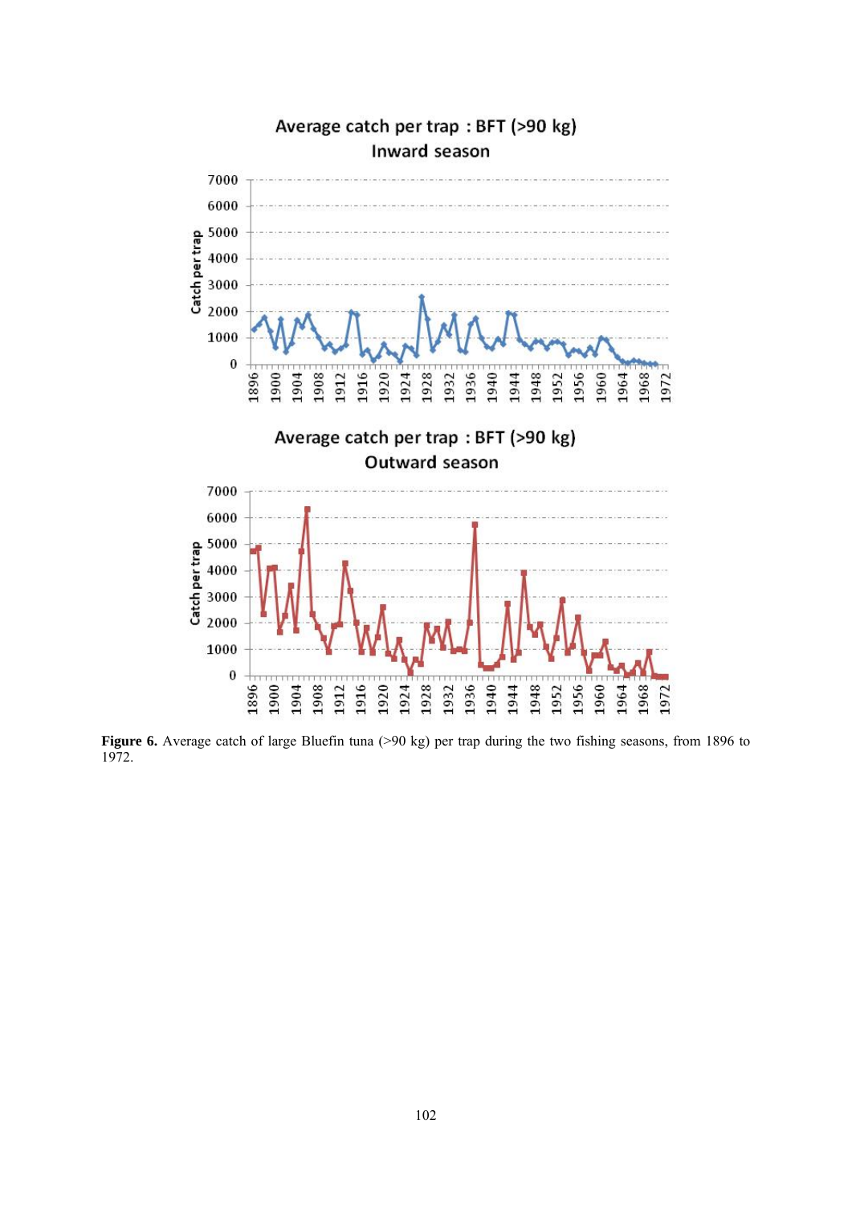**Figure 6.** Average catch of large Bluefin tuna (>90 kg) per trap during the two fishing seasons, from 1896 to 1972.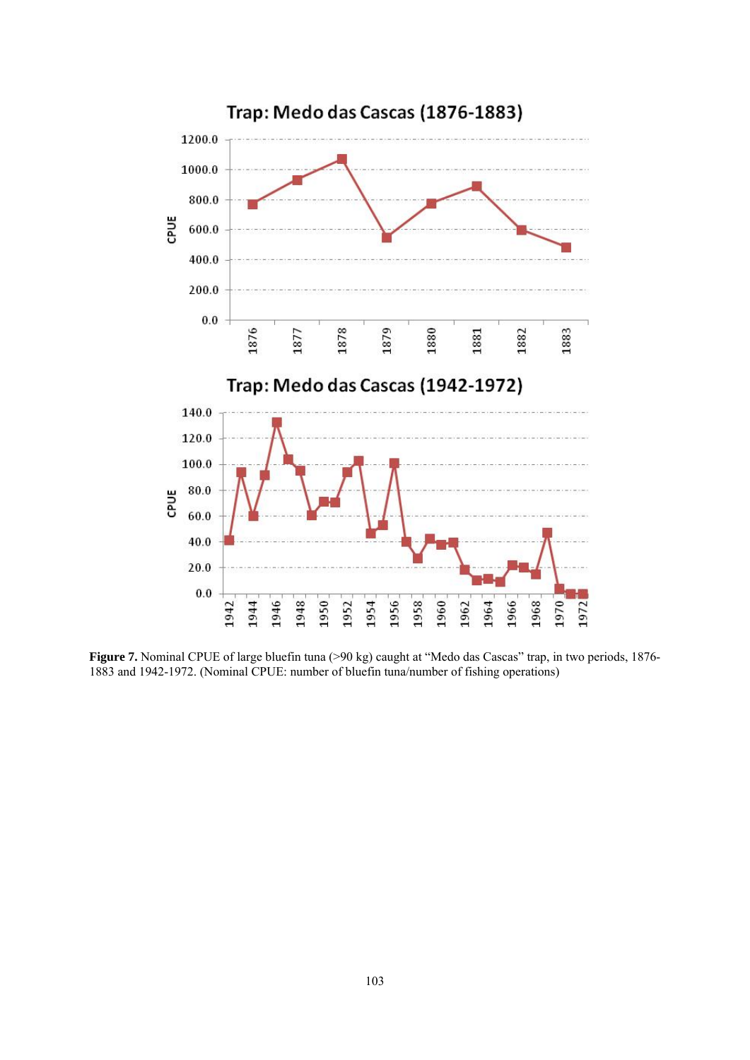**Figure 7.** Nominal CPUE of large bluefin tuna (>90 kg) caught at "Medo das Cascas" trap, in two periods, 1876-1883 and 1942-1972. (Nominal CPUE: number of bluefin tuna/number of fishing operations)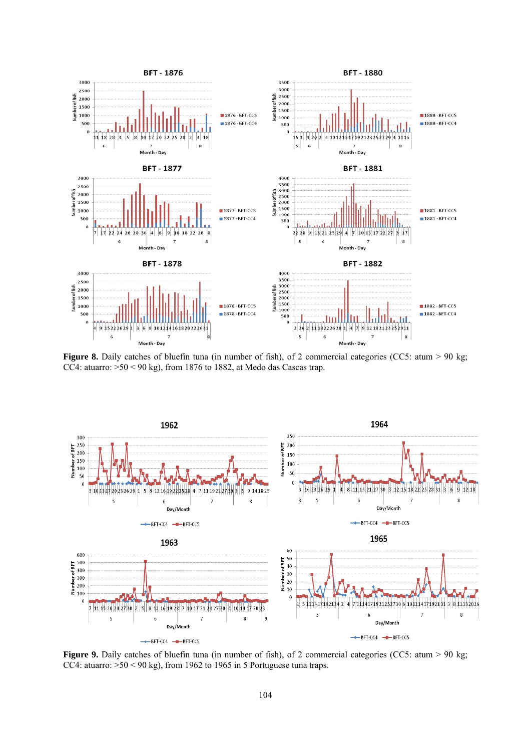**Figure 8.** Daily catches of bluefin tuna (in number of fish), of 2 commercial categories (CC5: atum > 90 kg; CC4: atuarro: >50 < 90 kg), from 1876 to 1882, at Medo das Cascas trap.

**Figure 9.** Daily catches of bluefin tuna (in number of fish), of 2 commercial categories (CC5: atum > 90 kg; CC4: atuarro: >50 < 90 kg), from 1962 to 1965 in 5 Portuguese tuna traps.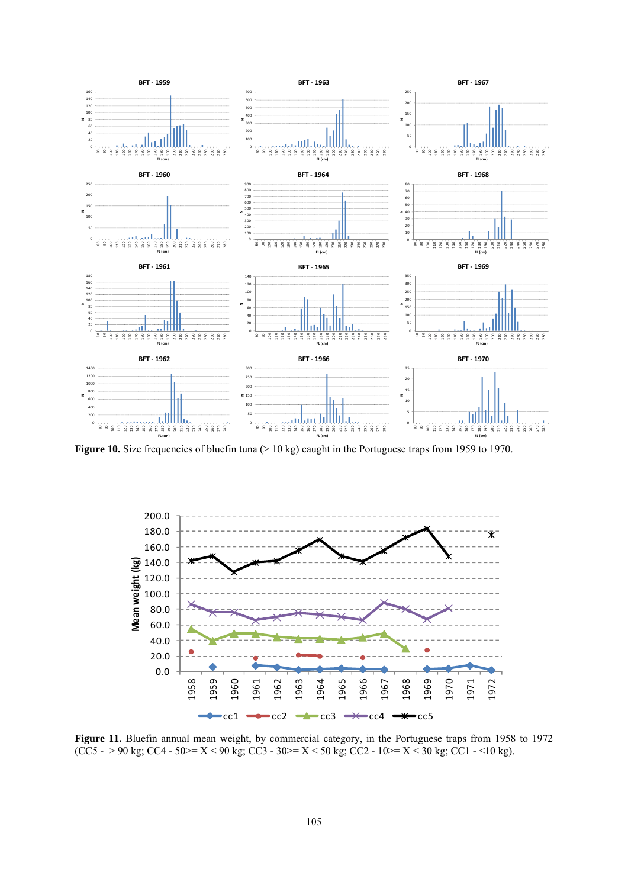BFT - 1959

BFT - 1963

BFT - 1967

BFT - 1960

BFT - 1964

BFT - 1968

BFT - 1961

BFT - 1965

BFT - 1969

BFT - 1962

BFT - 1966

BFT - 1970

N

FL (cm)

**Figure 10.** Size frequencies of bluefin tuna (> 10 kg) caught in the Portuguese traps from 1959 to 1970.

Mean weight (kg)

200.0
180.0
160.0
140.0
120.0
100.0
80.0
60.0
40.0
20.0
0.0

1958 1959 1960 1961 1962 1963 1964 1965 1966 1967 1968 1969 1970 1971 1972

cc1 cc2 cc3 cc4 cc5

**Figure 11.** Bluefin annual mean weight, by commercial category, in the Portuguese traps from 1958 to 1972 (CC5 - > 90 kg; CC4 - 50>= X < 90 kg; CC3 - 30>= X < 50 kg; CC2 - 10>= X < 30 kg; CC1 - <10 kg).